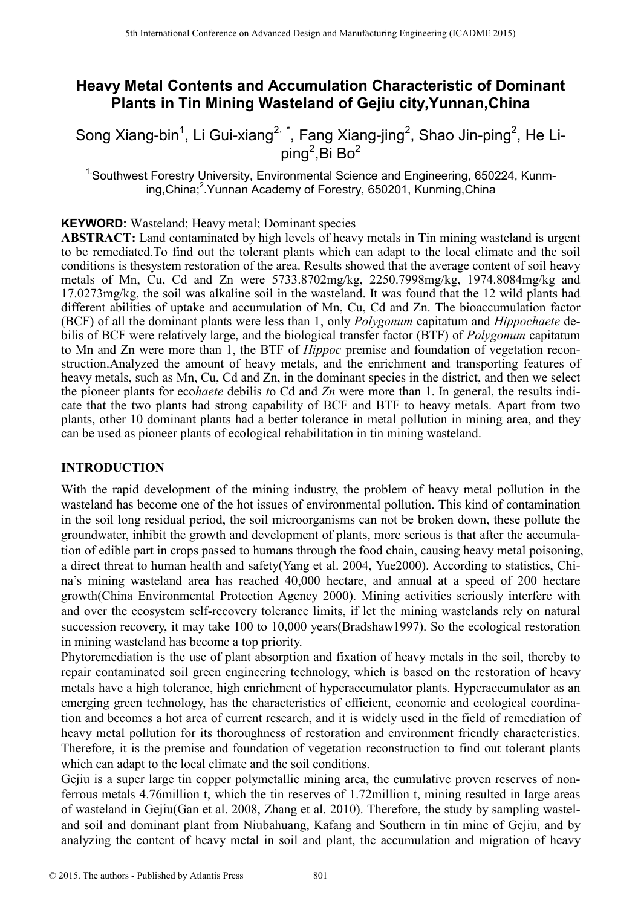# Heavy Metal Contents and Accumulation Characteristic of Dominant Plants in Tin Mining Wasteland of Gejiu city,Yunnan,China

Song Xiang-bin[1], Li Gui-xiang[2, *], Fang Xiang-jing[2], Shao Jin-ping[2], He Li-ping[2],Bi Bo[2]

[1.]Southwest Forestry University, Environmental Science and Engineering, 650224, Kunming,China;[2].Yunnan Academy of Forestry, 650201, Kunming,China

**KEYWORD:** Wasteland; Heavy metal; Dominant species

**ABSTRACT:** Land contaminated by high levels of heavy metals in Tin mining wasteland is urgent to be remediated.To find out the tolerant plants which can adapt to the local climate and the soil conditions is thesystem restoration of the area. Results showed that the average content of soil heavy metals of Mn, Cu, Cd and Zn were 5733.8702mg/kg, 2250.7998mg/kg, 1974.8084mg/kg and 17.0273mg/kg, the soil was alkaline soil in the wasteland. It was found that the 12 wild plants had different abilities of uptake and accumulation of Mn, Cu, Cd and Zn. The bioaccumulation factor (BCF) of all the dominant plants were less than 1, only *Polygonum* capitatum and *Hippochaete* debilis of BCF were relatively large, and the biological transfer factor (BTF) of *Polygonum* capitatum to Mn and Zn were more than 1, the BTF of *Hippoc* premise and foundation of vegetation reconstruction.Analyzed the amount of heavy metals, and the enrichment and transporting features of heavy metals, such as Mn, Cu, Cd and Zn, in the dominant species in the district, and then we select the pioneer plants for eco*haete* debilis *t*o Cd and *Zn* were more than 1. In general, the results indicate that the two plants had strong capability of BCF and BTF to heavy metals. Apart from two plants, other 10 dominant plants had a better tolerance in metal pollution in mining area, and they can be used as pioneer plants of ecological rehabilitation in tin mining wasteland.

## INTRODUCTION

With the rapid development of the mining industry, the problem of heavy metal pollution in the wasteland has become one of the hot issues of environmental pollution. This kind of contamination in the soil long residual period, the soil microorganisms can not be broken down, these pollute the groundwater, inhibit the growth and development of plants, more serious is that after the accumulation of edible part in crops passed to humans through the food chain, causing heavy metal poisoning, a direct threat to human health and safety(Yang et al. 2004, Yue2000). According to statistics, China's mining wasteland area has reached 40,000 hectare, and annual at a speed of 200 hectare growth(China Environmental Protection Agency 2000). Mining activities seriously interfere with and over the ecosystem self-recovery tolerance limits, if let the mining wastelands rely on natural succession recovery, it may take 100 to 10,000 years(Bradshaw1997). So the ecological restoration in mining wasteland has become a top priority.

Phytoremediation is the use of plant absorption and fixation of heavy metals in the soil, thereby to repair contaminated soil green engineering technology, which is based on the restoration of heavy metals have a high tolerance, high enrichment of hyperaccumulator plants. Hyperaccumulator as an emerging green technology, has the characteristics of efficient, economic and ecological coordination and becomes a hot area of current research, and it is widely used in the field of remediation of heavy metal pollution for its thoroughness of restoration and environment friendly characteristics. Therefore, it is the premise and foundation of vegetation reconstruction to find out tolerant plants which can adapt to the local climate and the soil conditions.

Gejiu is a super large tin copper polymetallic mining area, the cumulative proven reserves of nonferrous metals 4.76million t, which the tin reserves of 1.72million t, mining resulted in large areas of wasteland in Gejiu(Gan et al. 2008, Zhang et al. 2010). Therefore, the study by sampling wasteland soil and dominant plant from Niubahuang, Kafang and Southern in tin mine of Gejiu, and by analyzing the content of heavy metal in soil and plant, the accumulation and migration of heavy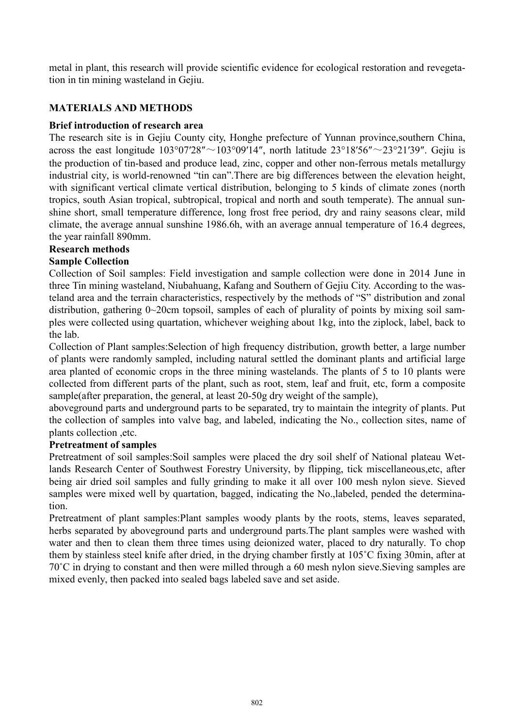metal in plant, this research will provide scientific evidence for ecological restoration and revegetation in tin mining wasteland in Gejiu.

## MATERIALS AND METHODS

### Brief introduction of research area

The research site is in Gejiu County city, Honghe prefecture of Yunnan province,southern China, across the east longitude 103°07′28″～103°09′14″, north latitude 23°18′56″～23°21′39″. Gejiu is the production of tin-based and produce lead, zinc, copper and other non-ferrous metals metallurgy industrial city, is world-renowned "tin can".There are big differences between the elevation height, with significant vertical climate vertical distribution, belonging to 5 kinds of climate zones (north tropics, south Asian tropical, subtropical, tropical and north and south temperate). The annual sunshine short, small temperature difference, long frost free period, dry and rainy seasons clear, mild climate, the average annual sunshine 1986.6h, with an average annual temperature of 16.4 degrees, the year rainfall 890mm.

### Research methods

#### Sample Collection

Collection of Soil samples: Field investigation and sample collection were done in 2014 June in three Tin mining wasteland, Niubahuang, Kafang and Southern of Gejiu City. According to the wasteland area and the terrain characteristics, respectively by the methods of "S" distribution and zonal distribution, gathering 0~20cm topsoil, samples of each of plurality of points by mixing soil samples were collected using quartation, whichever weighing about 1kg, into the ziplock, label, back to the lab.

Collection of Plant samples:Selection of high frequency distribution, growth better, a large number of plants were randomly sampled, including natural settled the dominant plants and artificial large area planted of economic crops in the three mining wastelands. The plants of 5 to 10 plants were collected from different parts of the plant, such as root, stem, leaf and fruit, etc, form a composite sample(after preparation, the general, at least 20-50g dry weight of the sample), aboveground parts and underground parts to be separated, try to maintain the integrity of plants. Put the collection of samples into valve bag, and labeled, indicating the No., collection sites, name of plants collection ,etc.

#### Pretreatment of samples

Pretreatment of soil samples:Soil samples were placed the dry soil shelf of National plateau Wetlands Research Center of Southwest Forestry University, by flipping, tick miscellaneous,etc, after being air dried soil samples and fully grinding to make it all over 100 mesh nylon sieve. Sieved samples were mixed well by quartation, bagged, indicating the No.,labeled, pended the determination.

Pretreatment of plant samples:Plant samples woody plants by the roots, stems, leaves separated, herbs separated by aboveground parts and underground parts.The plant samples were washed with water and then to clean them three times using deionized water, placed to dry naturally. To chop them by stainless steel knife after dried, in the drying chamber firstly at 105˚C fixing 30min, after at 70˚C in drying to constant and then were milled through a 60 mesh nylon sieve.Sieving samples are mixed evenly, then packed into sealed bags labeled save and set aside.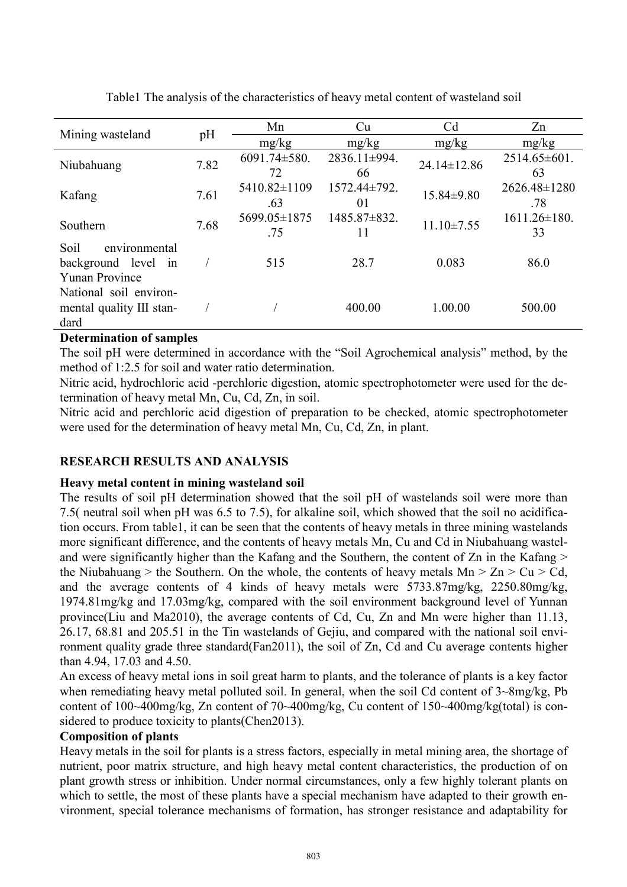Table1 The analysis of the characteristics of heavy metal content of wasteland soil

| Mining wasteland | pH | Mn | Cu | Cd | Zn |
|---|---|---|---|---|---|
| | | mg/kg | mg/kg | mg/kg | mg/kg |
| Niubahuang | 7.82 | 6091.74±580.72 | 2836.11±994.66 | 24.14±12.86 | 2514.65±601.63 |
| Kafang | 7.61 | 5410.82±1109.63 | 1572.44±792.01 | 15.84±9.80 | 2626.48±1280.78 |
| Southern | 7.68 | 5699.05±1875.75 | 1485.87±832.11 | 11.10±7.55 | 1611.26±180.33 |
| Soil environmental background level in Yunan Province | / | 515 | 28.7 | 0.083 | 86.0 |
| National soil environmental quality III standard | / | / | 400.00 | 1.00.00 | 500.00 |

**Determination of samples**

The soil pH were determined in accordance with the "Soil Agrochemical analysis" method, by the method of 1:2.5 for soil and water ratio determination.

Nitric acid, hydrochloric acid -perchloric digestion, atomic spectrophotometer were used for the determination of heavy metal Mn, Cu, Cd, Zn, in soil.

Nitric acid and perchloric acid digestion of preparation to be checked, atomic spectrophotometer were used for the determination of heavy metal Mn, Cu, Cd, Zn, in plant.

## RESEARCH RESULTS AND ANALYSIS

**Heavy metal content in mining wasteland soil**

The results of soil pH determination showed that the soil pH of wastelands soil were more than 7.5( neutral soil when pH was 6.5 to 7.5), for alkaline soil, which showed that the soil no acidification occurs. From table1, it can be seen that the contents of heavy metals in three mining wastelands more significant difference, and the contents of heavy metals Mn, Cu and Cd in Niubahuang wasteland were significantly higher than the Kafang and the Southern, the content of Zn in the Kafang > the Niubahuang > the Southern. On the whole, the contents of heavy metals Mn > Zn > Cu > Cd, and the average contents of 4 kinds of heavy metals were 5733.87mg/kg, 2250.80mg/kg, 1974.81mg/kg and 17.03mg/kg, compared with the soil environment background level of Yunnan province(Liu and Ma2010), the average contents of Cd, Cu, Zn and Mn were higher than 11.13, 26.17, 68.81 and 205.51 in the Tin wastelands of Gejiu, and compared with the national soil environment quality grade three standard(Fan2011), the soil of Zn, Cd and Cu average contents higher than 4.94, 17.03 and 4.50.

An excess of heavy metal ions in soil great harm to plants, and the tolerance of plants is a key factor when remediating heavy metal polluted soil. In general, when the soil Cd content of 3~8mg/kg, Pb content of 100~400mg/kg, Zn content of 70~400mg/kg, Cu content of 150~400mg/kg(total) is considered to produce toxicity to plants(Chen2013).

**Composition of plants**

Heavy metals in the soil for plants is a stress factors, especially in metal mining area, the shortage of nutrient, poor matrix structure, and high heavy metal content characteristics, the production of on plant growth stress or inhibition. Under normal circumstances, only a few highly tolerant plants on which to settle, the most of these plants have a special mechanism have adapted to their growth environment, special tolerance mechanisms of formation, has stronger resistance and adaptability for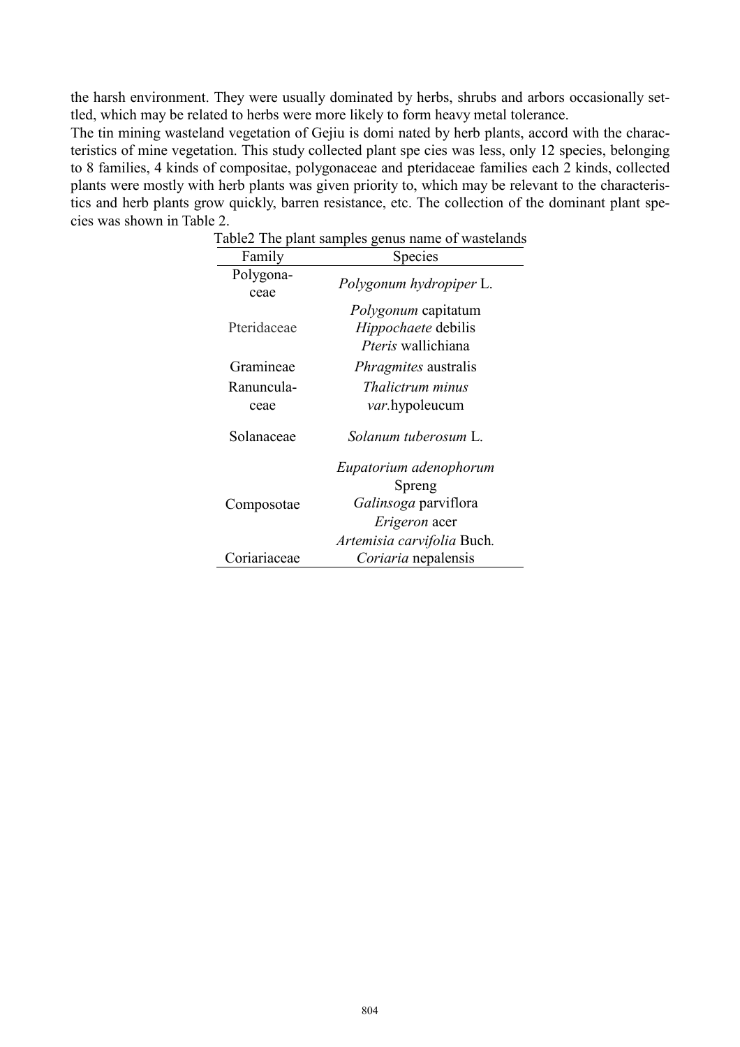the harsh environment. They were usually dominated by herbs, shrubs and arbors occasionally settled, which may be related to herbs were more likely to form heavy metal tolerance.

The tin mining wasteland vegetation of Gejiu is domi nated by herb plants, accord with the characteristics of mine vegetation. This study collected plant spe cies was less, only 12 species, belonging to 8 families, 4 kinds of compositae, polygonaceae and pteridaceae families each 2 kinds, collected plants were mostly with herb plants was given priority to, which may be relevant to the characteristics and herb plants grow quickly, barren resistance, etc. The collection of the dominant plant species was shown in Table 2.

Table2 The plant samples genus name of wastelands

| Family | Species |
|---|---|
| Polygonaceae | *Polygonum hydropiper* L. |
| Pteridaceae | *Polygonum* capitatum<br>*Hippochaete* debilis<br>*Pteris* wallichiana |
| Gramineae | *Phragmites* australis |
| Ranunculaceae | *Thalictrum minus var.*hypoleucum |
| Solanaceae | *Solanum tuberosum* L. |
| Composotae | *Eupatorium adenophorum* Spreng<br>*Galinsoga* parviflora<br>*Erigeron* acer<br>*Artemisia carvifolia* Buch. |
| Coriariaceae | *Coriaria* nepalensis |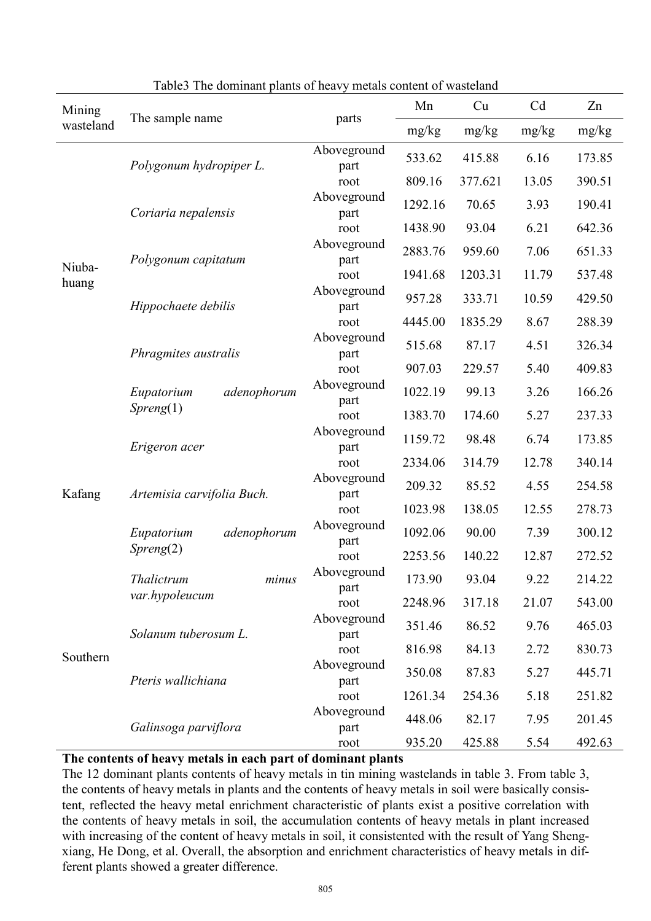Table3 The dominant plants of heavy metals content of wasteland

| Mining wasteland | The sample name | parts | Mn | Cu | Cd | Zn |
|---|---|---|---|---|---|---|
| | | | mg/kg | mg/kg | mg/kg | mg/kg |
| Niuba-huang | *Polygonum hydropiper L.* | Aboveground part | 533.62 | 415.88 | 6.16 | 173.85 |
| | | root | 809.16 | 377.621 | 13.05 | 390.51 |
| | *Coriaria nepalensis* | Aboveground part | 1292.16 | 70.65 | 3.93 | 190.41 |
| | | root | 1438.90 | 93.04 | 6.21 | 642.36 |
| | *Polygonum capitatum* | Aboveground part | 2883.76 | 959.60 | 7.06 | 651.33 |
| | | root | 1941.68 | 1203.31 | 11.79 | 537.48 |
| | *Hippochaete debilis* | Aboveground part | 957.28 | 333.71 | 10.59 | 429.50 |
| | | root | 4445.00 | 1835.29 | 8.67 | 288.39 |
| | *Phragmites australis* | Aboveground part | 515.68 | 87.17 | 4.51 | 326.34 |
| | | root | 907.03 | 229.57 | 5.40 | 409.83 |
| Kafang | *Eupatorium adenophorum Spreng*(1) | Aboveground part | 1022.19 | 99.13 | 3.26 | 166.26 |
| | | root | 1383.70 | 174.60 | 5.27 | 237.33 |
| | *Erigeron acer* | Aboveground part | 1159.72 | 98.48 | 6.74 | 173.85 |
| | | root | 2334.06 | 314.79 | 12.78 | 340.14 |
| | *Artemisia carvifolia Buch.* | Aboveground part | 209.32 | 85.52 | 4.55 | 254.58 |
| | | root | 1023.98 | 138.05 | 12.55 | 278.73 |
| | *Eupatorium adenophorum Spreng*(2) | Aboveground part | 1092.06 | 90.00 | 7.39 | 300.12 |
| | | root | 2253.56 | 140.22 | 12.87 | 272.52 |
| Southern | *Thalictrum minus var.hypoleucum* | Aboveground part | 173.90 | 93.04 | 9.22 | 214.22 |
| | | root | 2248.96 | 317.18 | 21.07 | 543.00 |
| | *Solanum tuberosum L.* | Aboveground part | 351.46 | 86.52 | 9.76 | 465.03 |
| | | root | 816.98 | 84.13 | 2.72 | 830.73 |
| | *Pteris wallichiana* | Aboveground part | 350.08 | 87.83 | 5.27 | 445.71 |
| | | root | 1261.34 | 254.36 | 5.18 | 251.82 |
| | *Galinsoga parviflora* | Aboveground part | 448.06 | 82.17 | 7.95 | 201.45 |
| | | root | 935.20 | 425.88 | 5.54 | 492.63 |

**The contents of heavy metals in each part of dominant plants**

The 12 dominant plants contents of heavy metals in tin mining wastelands in table 3. From table 3, the contents of heavy metals in plants and the contents of heavy metals in soil were basically consistent, reflected the heavy metal enrichment characteristic of plants exist a positive correlation with the contents of heavy metals in soil, the accumulation contents of heavy metals in plant increased with increasing of the content of heavy metals in soil, it consistented with the result of Yang Sheng-xiang, He Dong, et al. Overall, the absorption and enrichment characteristics of heavy metals in different plants showed a greater difference.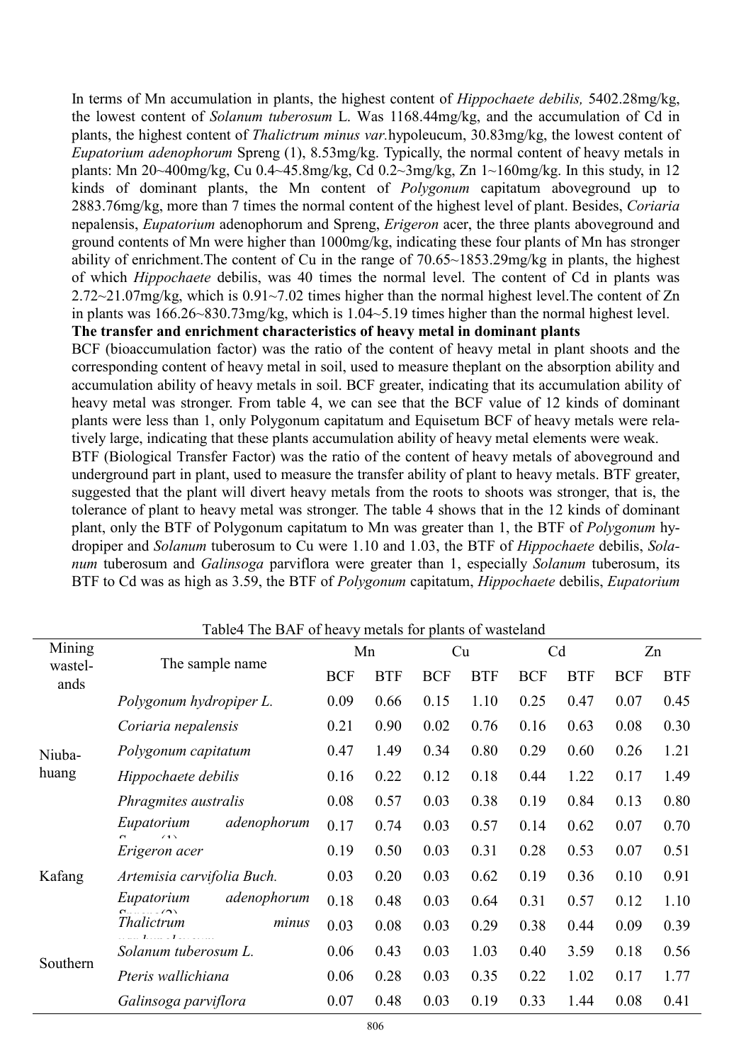In terms of Mn accumulation in plants, the highest content of *Hippochaete debilis,* 5402.28mg/kg, the lowest content of *Solanum tuberosum* L. Was 1168.44mg/kg, and the accumulation of Cd in plants, the highest content of *Thalictrum minus var.*hypoleucum, 30.83mg/kg, the lowest content of *Eupatorium adenophorum* Spreng (1), 8.53mg/kg. Typically, the normal content of heavy metals in plants: Mn 20~400mg/kg, Cu 0.4~45.8mg/kg, Cd 0.2~3mg/kg, Zn 1~160mg/kg. In this study, in 12 kinds of dominant plants, the Mn content of *Polygonum* capitatum aboveground up to 2883.76mg/kg, more than 7 times the normal content of the highest level of plant. Besides, *Coriaria* nepalensis, *Eupatorium* adenophorum and Spreng, *Erigeron* acer, the three plants aboveground and ground contents of Mn were higher than 1000mg/kg, indicating these four plants of Mn has stronger ability of enrichment.The content of Cu in the range of 70.65~1853.29mg/kg in plants, the highest of which *Hippochaete* debilis, was 40 times the normal level. The content of Cd in plants was 2.72~21.07mg/kg, which is 0.91~7.02 times higher than the normal highest level.The content of Zn in plants was 166.26~830.73mg/kg, which is 1.04~5.19 times higher than the normal highest level.

**The transfer and enrichment characteristics of heavy metal in dominant plants**

BCF (bioaccumulation factor) was the ratio of the content of heavy metal in plant shoots and the corresponding content of heavy metal in soil, used to measure theplant on the absorption ability and accumulation ability of heavy metals in soil. BCF greater, indicating that its accumulation ability of heavy metal was stronger. From table 4, we can see that the BCF value of 12 kinds of dominant plants were less than 1, only Polygonum capitatum and Equisetum BCF of heavy metals were relatively large, indicating that these plants accumulation ability of heavy metal elements were weak.

BTF (Biological Transfer Factor) was the ratio of the content of heavy metals of aboveground and underground part in plant, used to measure the transfer ability of plant to heavy metals. BTF greater, suggested that the plant will divert heavy metals from the roots to shoots was stronger, that is, the tolerance of plant to heavy metal was stronger. The table 4 shows that in the 12 kinds of dominant plant, only the BTF of Polygonum capitatum to Mn was greater than 1, the BTF of *Polygonum* hydropiper and *Solanum* tuberosum to Cu were 1.10 and 1.03, the BTF of *Hippochaete* debilis, *Solanum* tuberosum and *Galinsoga* parviflora were greater than 1, especially *Solanum* tuberosum, its BTF to Cd was as high as 3.59, the BTF of *Polygonum* capitatum, *Hippochaete* debilis, *Eupatorium*

Table4 The BAF of heavy metals for plants of wasteland

| Mining wastelands | The sample name | Mn | | Cu | | Cd | | Zn | |
|---|---|---|---|---|---|---|---|---|---|
| | | BCF | BTF | BCF | BTF | BCF | BTF | BCF | BTF |
| Niubahuang | *Polygonum hydropiper L.* | 0.09 | 0.66 | 0.15 | 1.10 | 0.25 | 0.47 | 0.07 | 0.45 |
| | *Coriaria nepalensis* | 0.21 | 0.90 | 0.02 | 0.76 | 0.16 | 0.63 | 0.08 | 0.30 |
| | *Polygonum capitatum* | 0.47 | 1.49 | 0.34 | 0.80 | 0.29 | 0.60 | 0.26 | 1.21 |
| | *Hippochaete debilis* | 0.16 | 0.22 | 0.12 | 0.18 | 0.44 | 1.22 | 0.17 | 1.49 |
| | *Phragmites australis* | 0.08 | 0.57 | 0.03 | 0.38 | 0.19 | 0.84 | 0.13 | 0.80 |
| | *Eupatorium adenophorum* Spreng(1) | 0.17 | 0.74 | 0.03 | 0.57 | 0.14 | 0.62 | 0.07 | 0.70 |
| Kafang | *Erigeron acer* | 0.19 | 0.50 | 0.03 | 0.31 | 0.28 | 0.53 | 0.07 | 0.51 |
| | *Artemisia carvifolia Buch.* | 0.03 | 0.20 | 0.03 | 0.62 | 0.19 | 0.36 | 0.10 | 0.91 |
| | *Eupatorium adenophorum* Spreng(2) | 0.18 | 0.48 | 0.03 | 0.64 | 0.31 | 0.57 | 0.12 | 1.10 |
| Southern | *Thalictrum minus* var.hypoleucum | 0.03 | 0.08 | 0.03 | 0.29 | 0.38 | 0.44 | 0.09 | 0.39 |
| | *Solanum tuberosum L.* | 0.06 | 0.43 | 0.03 | 1.03 | 0.40 | 3.59 | 0.18 | 0.56 |
| | *Pteris wallichiana* | 0.06 | 0.28 | 0.03 | 0.35 | 0.22 | 1.02 | 0.17 | 1.77 |
| | *Galinsoga parviflora* | 0.07 | 0.48 | 0.03 | 0.19 | 0.33 | 1.44 | 0.08 | 0.41 |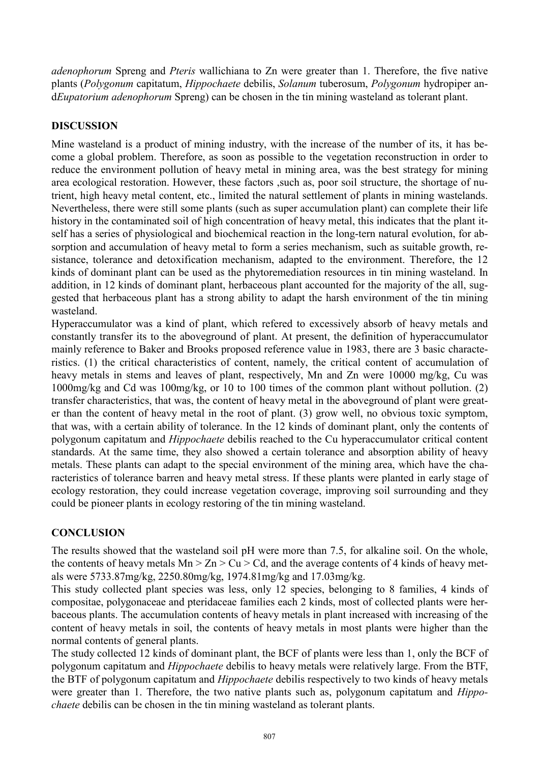*adenophorum* Spreng and *Pteris* wallichiana to Zn were greater than 1. Therefore, the five native plants (*Polygonum* capitatum, *Hippochaete* debilis, *Solanum* tuberosum, *Polygonum* hydropiper and*Eupatorium adenophorum* Spreng) can be chosen in the tin mining wasteland as tolerant plant.

## DISCUSSION

Mine wasteland is a product of mining industry, with the increase of the number of its, it has become a global problem. Therefore, as soon as possible to the vegetation reconstruction in order to reduce the environment pollution of heavy metal in mining area, was the best strategy for mining area ecological restoration. However, these factors ,such as, poor soil structure, the shortage of nutrient, high heavy metal content, etc., limited the natural settlement of plants in mining wastelands. Nevertheless, there were still some plants (such as super accumulation plant) can complete their life history in the contaminated soil of high concentration of heavy metal, this indicates that the plant itself has a series of physiological and biochemical reaction in the long-tern natural evolution, for absorption and accumulation of heavy metal to form a series mechanism, such as suitable growth, resistance, tolerance and detoxification mechanism, adapted to the environment. Therefore, the 12 kinds of dominant plant can be used as the phytoremediation resources in tin mining wasteland. In addition, in 12 kinds of dominant plant, herbaceous plant accounted for the majority of the all, suggested that herbaceous plant has a strong ability to adapt the harsh environment of the tin mining wasteland.

Hyperaccumulator was a kind of plant, which refered to excessively absorb of heavy metals and constantly transfer its to the aboveground of plant. At present, the definition of hyperaccumulator mainly reference to Baker and Brooks proposed reference value in 1983, there are 3 basic characteristics. (1) the critical characteristics of content, namely, the critical content of accumulation of heavy metals in stems and leaves of plant, respectively, Mn and Zn were 10000 mg/kg, Cu was 1000mg/kg and Cd was 100mg/kg, or 10 to 100 times of the common plant without pollution. (2) transfer characteristics, that was, the content of heavy metal in the aboveground of plant were greater than the content of heavy metal in the root of plant. (3) grow well, no obvious toxic symptom, that was, with a certain ability of tolerance. In the 12 kinds of dominant plant, only the contents of polygonum capitatum and *Hippochaete* debilis reached to the Cu hyperaccumulator critical content standards. At the same time, they also showed a certain tolerance and absorption ability of heavy metals. These plants can adapt to the special environment of the mining area, which have the characteristics of tolerance barren and heavy metal stress. If these plants were planted in early stage of ecology restoration, they could increase vegetation coverage, improving soil surrounding and they could be pioneer plants in ecology restoring of the tin mining wasteland.

## CONCLUSION

The results showed that the wasteland soil pH were more than 7.5, for alkaline soil. On the whole, the contents of heavy metals Mn > Zn > Cu > Cd, and the average contents of 4 kinds of heavy metals were 5733.87mg/kg, 2250.80mg/kg, 1974.81mg/kg and 17.03mg/kg.

This study collected plant species was less, only 12 species, belonging to 8 families, 4 kinds of compositae, polygonaceae and pteridaceae families each 2 kinds, most of collected plants were herbaceous plants. The accumulation contents of heavy metals in plant increased with increasing of the content of heavy metals in soil, the contents of heavy metals in most plants were higher than the normal contents of general plants.

The study collected 12 kinds of dominant plant, the BCF of plants were less than 1, only the BCF of polygonum capitatum and *Hippochaete* debilis to heavy metals were relatively large. From the BTF, the BTF of polygonum capitatum and *Hippochaete* debilis respectively to two kinds of heavy metals were greater than 1. Therefore, the two native plants such as, polygonum capitatum and *Hippochaete* debilis can be chosen in the tin mining wasteland as tolerant plants.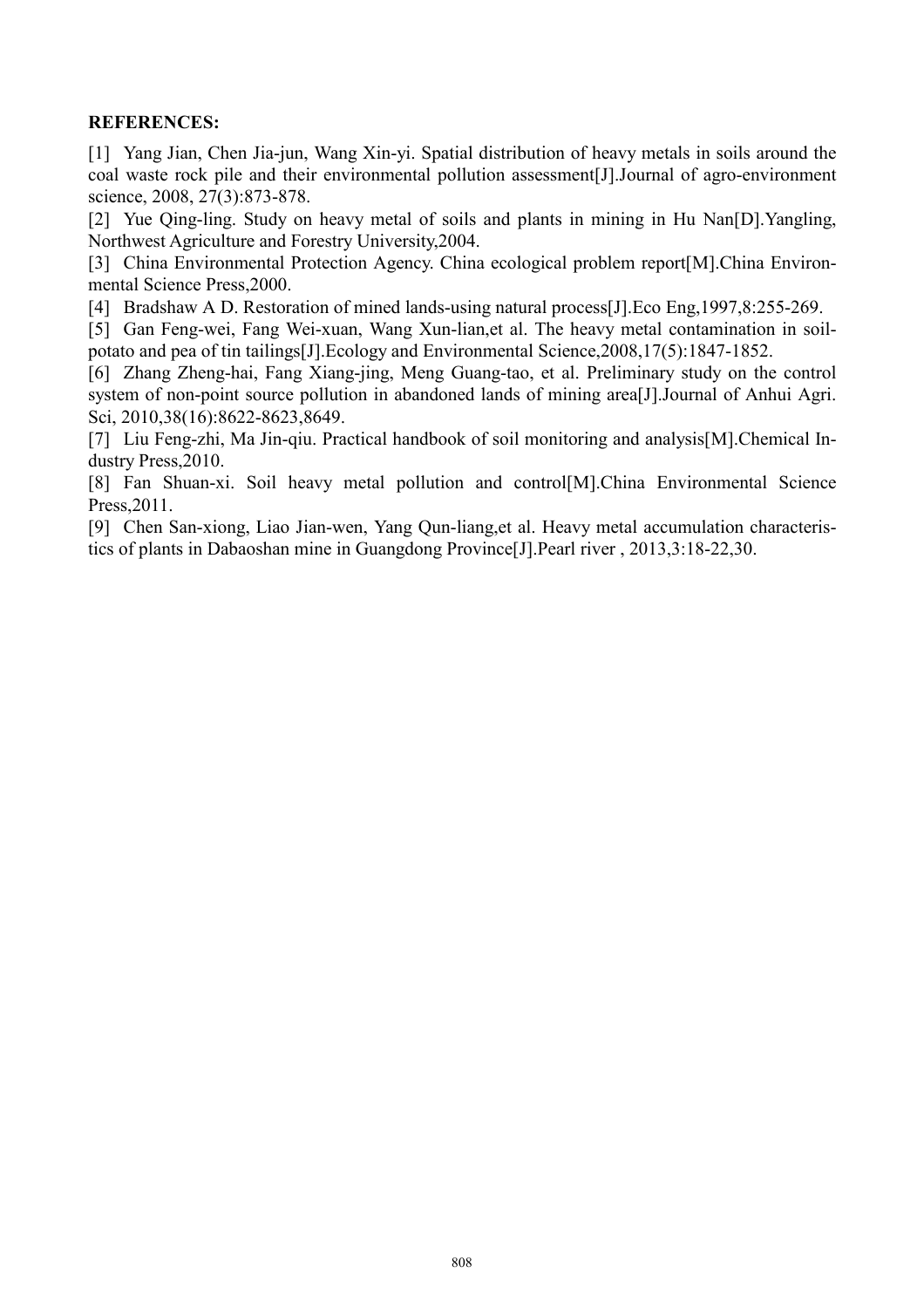**REFERENCES:**

[1] Yang Jian, Chen Jia-jun, Wang Xin-yi. Spatial distribution of heavy metals in soils around the coal waste rock pile and their environmental pollution assessment[J].Journal of agro-environment science, 2008, 27(3):873-878.

[2] Yue Qing-ling. Study on heavy metal of soils and plants in mining in Hu Nan[D].Yangling, Northwest Agriculture and Forestry University,2004.

[3] China Environmental Protection Agency. China ecological problem report[M].China Environmental Science Press,2000.

[4] Bradshaw A D. Restoration of mined lands-using natural process[J].Eco Eng,1997,8:255-269.

[5] Gan Feng-wei, Fang Wei-xuan, Wang Xun-lian,et al. The heavy metal contamination in soil-potato and pea of tin tailings[J].Ecology and Environmental Science,2008,17(5):1847-1852.

[6] Zhang Zheng-hai, Fang Xiang-jing, Meng Guang-tao, et al. Preliminary study on the control system of non-point source pollution in abandoned lands of mining area[J].Journal of Anhui Agri. Sci, 2010,38(16):8622-8623,8649.

[7] Liu Feng-zhi, Ma Jin-qiu. Practical handbook of soil monitoring and analysis[M].Chemical Industry Press,2010.

[8] Fan Shuan-xi. Soil heavy metal pollution and control[M].China Environmental Science Press,2011.

[9] Chen San-xiong, Liao Jian-wen, Yang Qun-liang,et al. Heavy metal accumulation characteristics of plants in Dabaoshan mine in Guangdong Province[J].Pearl river , 2013,3:18-22,30.